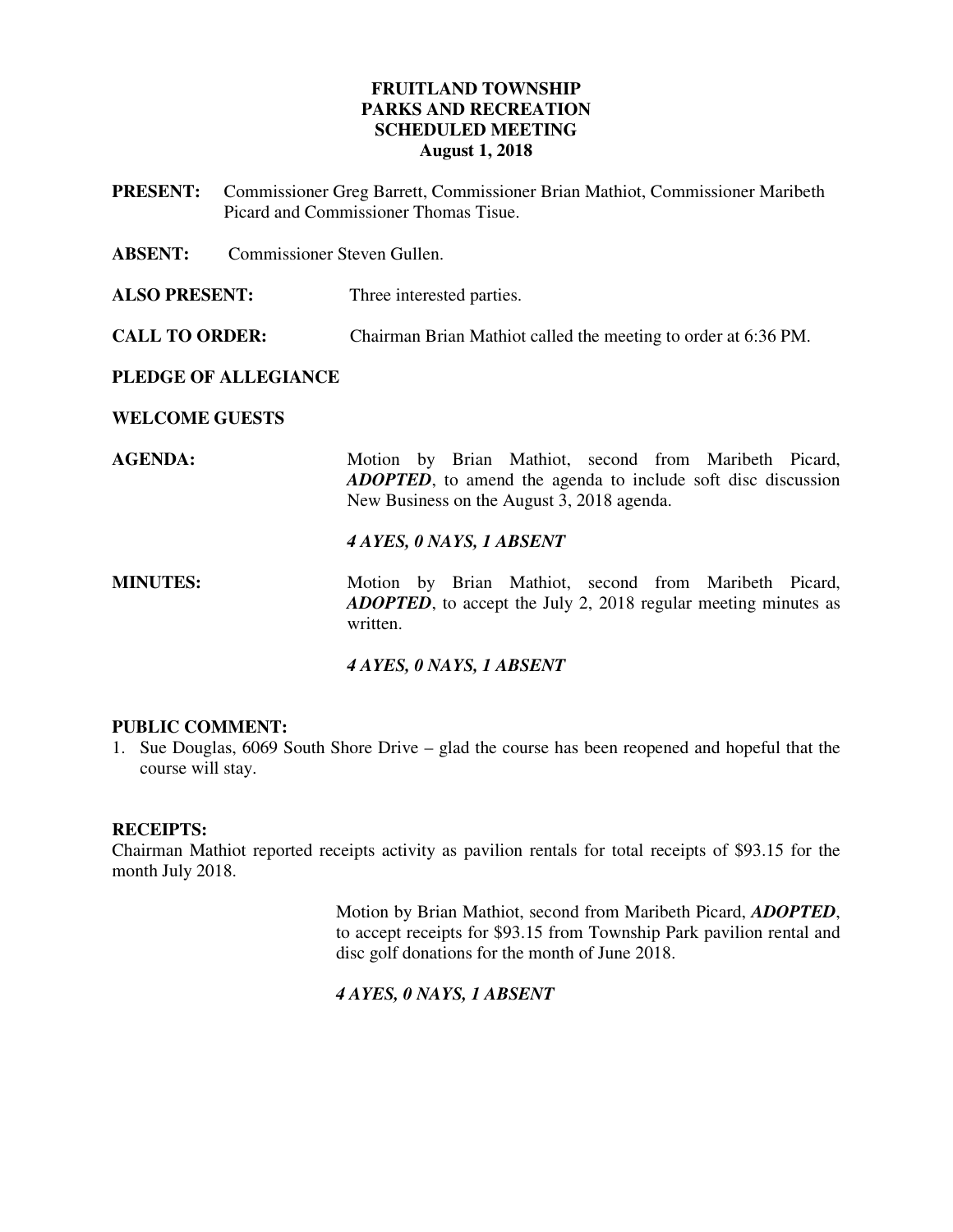# FRUITLAND TOWNSHIP
## PARKS AND RECREATION
## SCHEDULED MEETING
### August 1, 2018

**PRESENT:** Commissioner Greg Barrett, Commissioner Brian Mathiot, Commissioner Maribeth Picard and Commissioner Thomas Tisue.

**ABSENT:** Commissioner Steven Gullen.

**ALSO PRESENT:** Three interested parties.

**CALL TO ORDER:** Chairman Brian Mathiot called the meeting to order at 6:36 PM.

**PLEDGE OF ALLEGIANCE**

**WELCOME GUESTS**

**AGENDA:** Motion by Brian Mathiot, second from Maribeth Picard, ***ADOPTED***, to amend the agenda to include soft disc discussion New Business on the August 3, 2018 agenda.

***4 AYES, 0 NAYS, 1 ABSENT***

**MINUTES:** Motion by Brian Mathiot, second from Maribeth Picard, ***ADOPTED***, to accept the July 2, 2018 regular meeting minutes as written.

***4 AYES, 0 NAYS, 1 ABSENT***

**PUBLIC COMMENT:**

1. Sue Douglas, 6069 South Shore Drive – glad the course has been reopened and hopeful that the course will stay.

**RECEIPTS:**

Chairman Mathiot reported receipts activity as pavilion rentals for total receipts of $93.15 for the month July 2018.

Motion by Brian Mathiot, second from Maribeth Picard, ***ADOPTED***, to accept receipts for $93.15 from Township Park pavilion rental and disc golf donations for the month of June 2018.

***4 AYES, 0 NAYS, 1 ABSENT***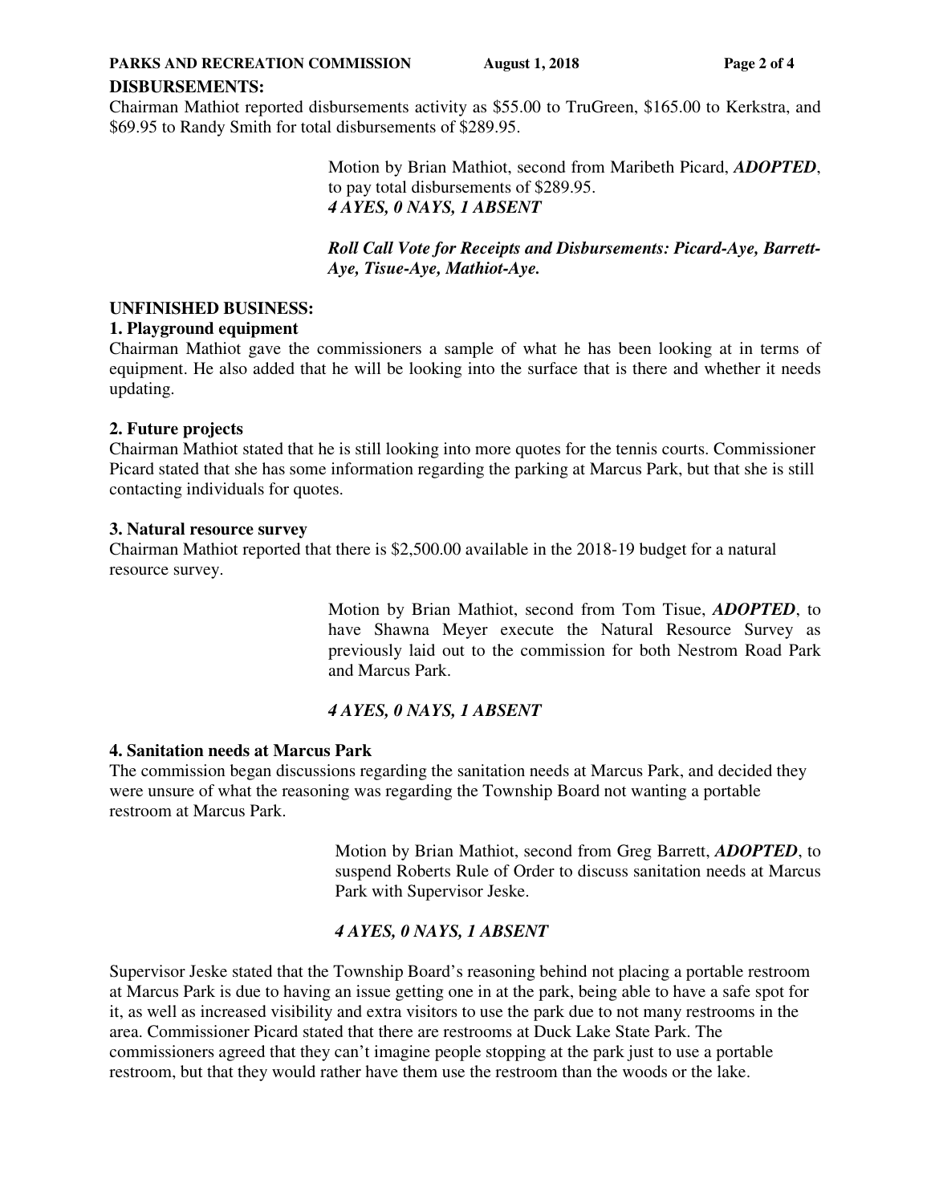**DISBURSEMENTS:**

Chairman Mathiot reported disbursements activity as $55.00 to TruGreen, $165.00 to Kerkstra, and $69.95 to Randy Smith for total disbursements of $289.95.

> Motion by Brian Mathiot, second from Maribeth Picard, ***ADOPTED***, to pay total disbursements of $289.95.
> ***4 AYES, 0 NAYS, 1 ABSENT***
>
> ***Roll Call Vote for Receipts and Disbursements: Picard-Aye, Barrett-Aye, Tisue-Aye, Mathiot-Aye.***

**UNFINISHED BUSINESS:**

**1. Playground equipment**

Chairman Mathiot gave the commissioners a sample of what he has been looking at in terms of equipment. He also added that he will be looking into the surface that is there and whether it needs updating.

**2. Future projects**

Chairman Mathiot stated that he is still looking into more quotes for the tennis courts. Commissioner Picard stated that she has some information regarding the parking at Marcus Park, but that she is still contacting individuals for quotes.

**3. Natural resource survey**

Chairman Mathiot reported that there is $2,500.00 available in the 2018-19 budget for a natural resource survey.

> Motion by Brian Mathiot, second from Tom Tisue, ***ADOPTED***, to have Shawna Meyer execute the Natural Resource Survey as previously laid out to the commission for both Nestrom Road Park and Marcus Park.
>
> ***4 AYES, 0 NAYS, 1 ABSENT***

**4. Sanitation needs at Marcus Park**

The commission began discussions regarding the sanitation needs at Marcus Park, and decided they were unsure of what the reasoning was regarding the Township Board not wanting a portable restroom at Marcus Park.

> Motion by Brian Mathiot, second from Greg Barrett, ***ADOPTED***, to suspend Roberts Rule of Order to discuss sanitation needs at Marcus Park with Supervisor Jeske.
>
> ***4 AYES, 0 NAYS, 1 ABSENT***

Supervisor Jeske stated that the Township Board's reasoning behind not placing a portable restroom at Marcus Park is due to having an issue getting one in at the park, being able to have a safe spot for it, as well as increased visibility and extra visitors to use the park due to not many restrooms in the area. Commissioner Picard stated that there are restrooms at Duck Lake State Park. The commissioners agreed that they can't imagine people stopping at the park just to use a portable restroom, but that they would rather have them use the restroom than the woods or the lake.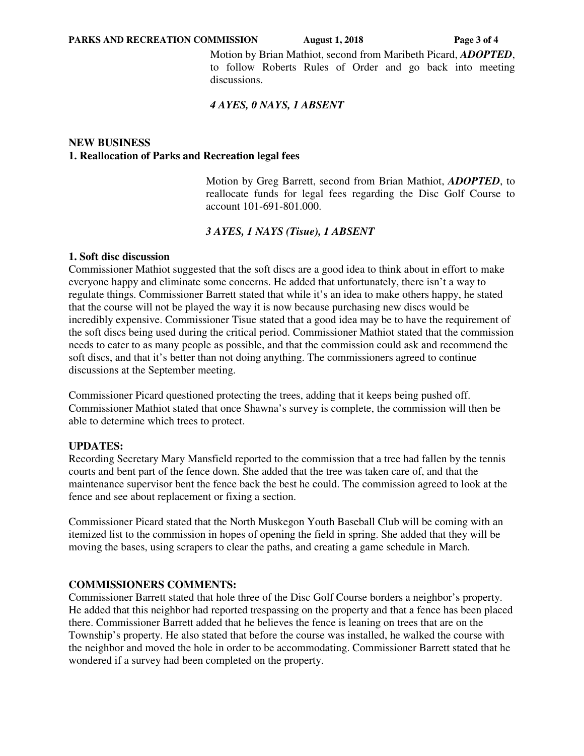Motion by Brian Mathiot, second from Maribeth Picard, ***ADOPTED***, to follow Roberts Rules of Order and go back into meeting discussions.

***4 AYES, 0 NAYS, 1 ABSENT***

**NEW BUSINESS**

**1. Reallocation of Parks and Recreation legal fees**

Motion by Greg Barrett, second from Brian Mathiot, ***ADOPTED***, to reallocate funds for legal fees regarding the Disc Golf Course to account 101-691-801.000.

***3 AYES, 1 NAYS (Tisue), 1 ABSENT***

**1. Soft disc discussion**

Commissioner Mathiot suggested that the soft discs are a good idea to think about in effort to make everyone happy and eliminate some concerns. He added that unfortunately, there isn't a way to regulate things. Commissioner Barrett stated that while it's an idea to make others happy, he stated that the course will not be played the way it is now because purchasing new discs would be incredibly expensive. Commissioner Tisue stated that a good idea may be to have the requirement of the soft discs being used during the critical period. Commissioner Mathiot stated that the commission needs to cater to as many people as possible, and that the commission could ask and recommend the soft discs, and that it's better than not doing anything. The commissioners agreed to continue discussions at the September meeting.

Commissioner Picard questioned protecting the trees, adding that it keeps being pushed off. Commissioner Mathiot stated that once Shawna's survey is complete, the commission will then be able to determine which trees to protect.

**UPDATES:**

Recording Secretary Mary Mansfield reported to the commission that a tree had fallen by the tennis courts and bent part of the fence down. She added that the tree was taken care of, and that the maintenance supervisor bent the fence back the best he could. The commission agreed to look at the fence and see about replacement or fixing a section.

Commissioner Picard stated that the North Muskegon Youth Baseball Club will be coming with an itemized list to the commission in hopes of opening the field in spring. She added that they will be moving the bases, using scrapers to clear the paths, and creating a game schedule in March.

**COMMISSIONERS COMMENTS:**

Commissioner Barrett stated that hole three of the Disc Golf Course borders a neighbor's property. He added that this neighbor had reported trespassing on the property and that a fence has been placed there. Commissioner Barrett added that he believes the fence is leaning on trees that are on the Township's property. He also stated that before the course was installed, he walked the course with the neighbor and moved the hole in order to be accommodating. Commissioner Barrett stated that he wondered if a survey had been completed on the property.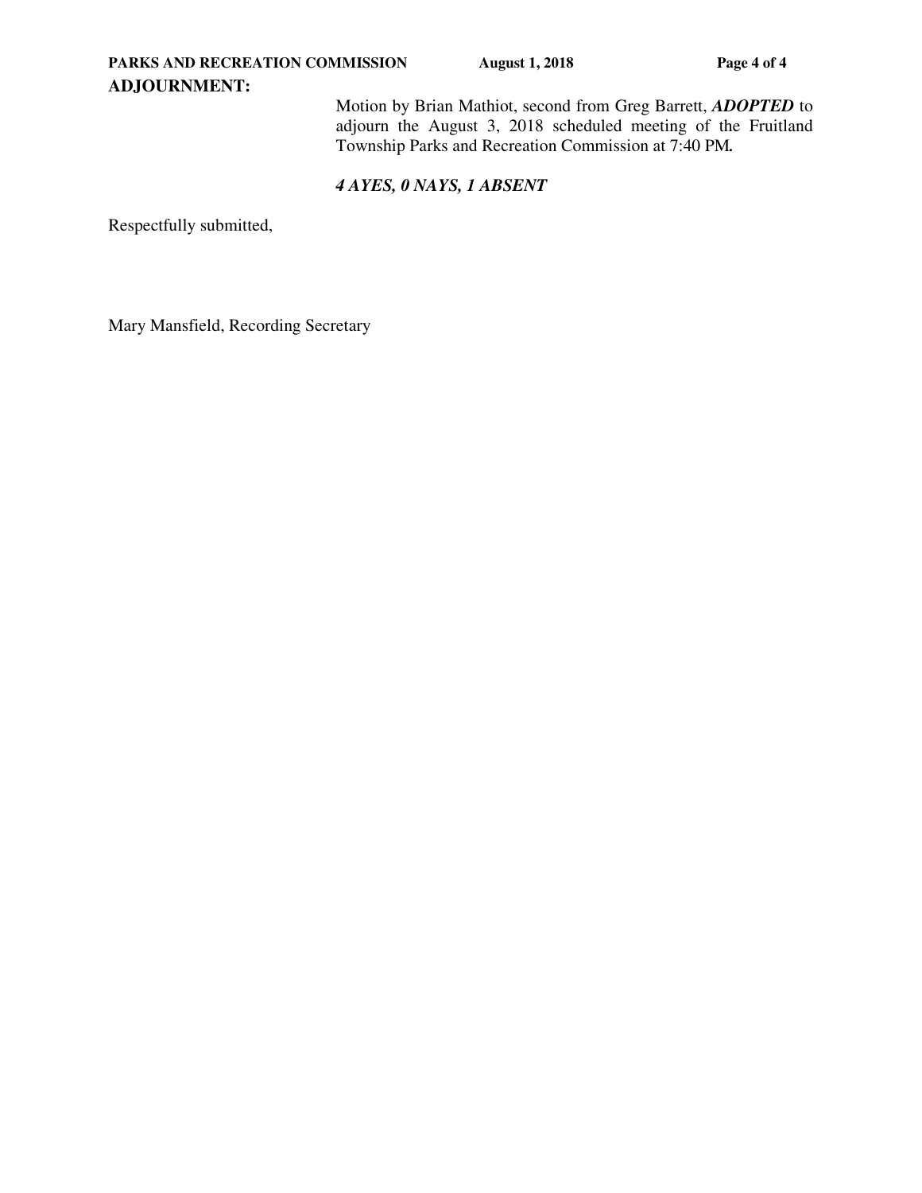**ADJOURNMENT:**

Motion by Brian Mathiot, second from Greg Barrett, ***ADOPTED*** to adjourn the August 3, 2018 scheduled meeting of the Fruitland Township Parks and Recreation Commission at 7:40 PM**.**

***4 AYES, 0 NAYS, 1 ABSENT***

Respectfully submitted,

Mary Mansfield, Recording Secretary